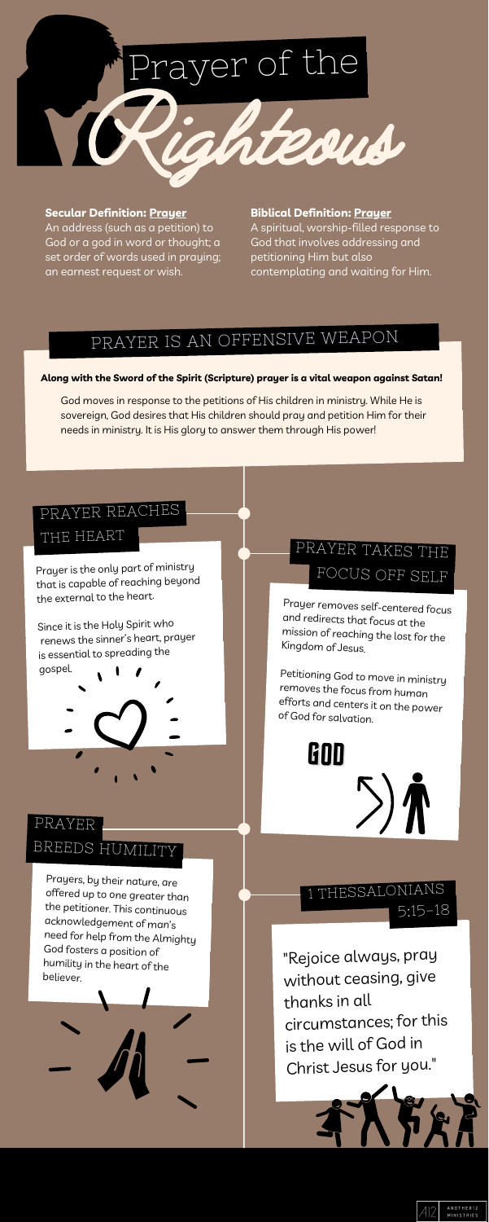# Prayer of the Righteous

**Secular Definition: Prayer**
An address (such as a petition) to God or a god in word or thought; a set order of words used in praying; an earnest request or wish.

**Biblical Definition: Prayer**
A spiritual, worship-filled response to God that involves addressing and petitioning Him but also contemplating and waiting for Him.

## PRAYER IS AN OFFENSIVE WEAPON

**Along with the Sword of the Spirit (Scripture) prayer is a vital weapon against Satan!**

God moves in response to the petitions of His children in ministry. While He is sovereign, God desires that His children should pray and petition Him for their needs in ministry. It is His glory to answer them through His power!

## PRAYER REACHES THE HEART

Prayer is the only part of ministry that is capable of reaching beyond the external to the heart.

Since it is the Holy Spirit who renews the sinner's heart, prayer is essential to spreading the gospel.

## PRAYER TAKES THE FOCUS OFF SELF

Prayer removes self-centered focus and redirects that focus at the mission of reaching the lost for the Kingdom of Jesus.

Petitioning God to move in ministry removes the focus from human efforts and centers it on the power of God for salvation.

GOD

## PRAYER BREEDS HUMILITY

Prayers, by their nature, are offered up to one greater than the petitioner. This continuous acknowledgement of man's need for help from the Almighty God fosters a position of humility in the heart of the believer.

## 1 THESSALONIANS 5:15-18

"Rejoice always, pray without ceasing, give thanks in all circumstances; for this is the will of God in Christ Jesus for you."

A12 ANOTHER12 MINISTRIES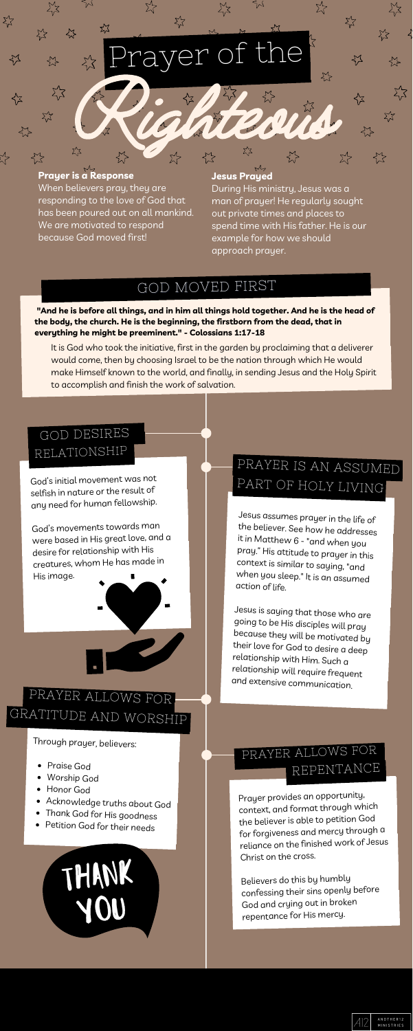# Prayer of the Righteous

### Prayer is a Response

When believers pray, they are responding to the love of God that has been poured out on all mankind. We are motivated to respond because God moved first!

### Jesus Prayed

During His ministry, Jesus was a man of prayer! He regularly sought out private times and places to spend time with His father. He is our example for how we should approach prayer.

## GOD MOVED FIRST

**"And he is before all things, and in him all things hold together. And he is the head of the body, the church. He is the beginning, the firstborn from the dead, that in everything he might be preeminent." - Colossians 1:17-18**

It is God who took the initiative, first in the garden by proclaiming that a deliverer would come, then by choosing Israel to be the nation through which He would make Himself known to the world, and finally, in sending Jesus and the Holy Spirit to accomplish and finish the work of salvation.

## GOD DESIRES RELATIONSHIP

God's initial movement was not selfish in nature or the result of any need for human fellowship.

God's movements towards man were based in His great love, and a desire for relationship with His creatures, whom He has made in His image.

## PRAYER IS AN ASSUMED PART OF HOLY LIVING

Jesus assumes prayer in the life of the believer. See how he addresses it in Matthew 6 - "and when you pray." His attitude to prayer in this context is similar to saying, "and when you sleep." It is an assumed action of life.

Jesus is saying that those who are going to be His disciples will pray because they will be motivated by their love for God to desire a deep relationship with Him. Such a relationship will require frequent and extensive communication.

## PRAYER ALLOWS FOR GRATITUDE AND WORSHIP

Through prayer, believers:

- Praise God
- Worship God
- Honor God
- Acknowledge truths about God
- Thank God for His goodness
- Petition God for their needs

THANK YOU

## PRAYER ALLOWS FOR REPENTANCE

Prayer provides an opportunity, context, and format through which the believer is able to petition God for forgiveness and mercy through a reliance on the finished work of Jesus Christ on the cross.

Believers do this by humbly confessing their sins openly before God and crying out in broken repentance for His mercy.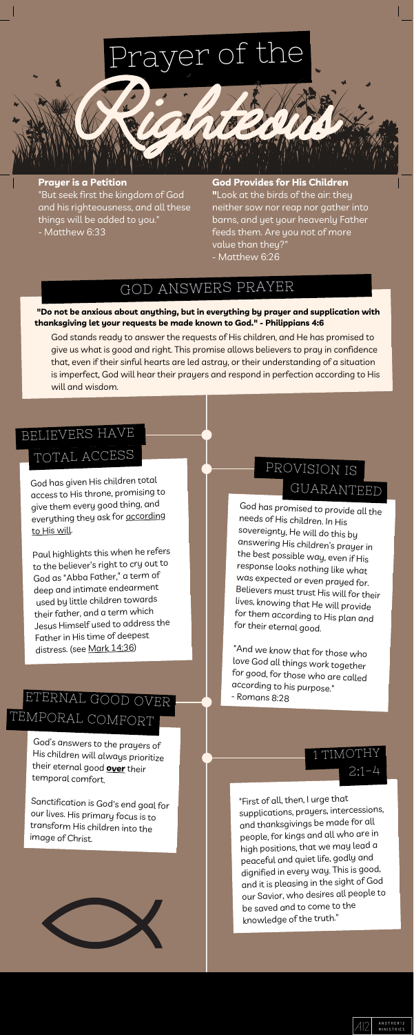# Prayer of the Righteous

**Prayer is a Petition**

"But seek first the kingdom of God and his righteousness, and all these things will be added to you."
- Matthew 6:33

**God Provides for His Children**

**"**Look at the birds of the air: they neither sow nor reap nor gather into barns, and yet your heavenly Father feeds them. Are you not of more value than they?"
- Matthew 6:26

## GOD ANSWERS PRAYER

**"Do not be anxious about anything, but in everything by prayer and supplication with thanksgiving let your requests be made known to God." - Philippians 4:6**

God stands ready to answer the requests of His children, and He has promised to give us what is good and right. This promise allows believers to pray in confidence that, even if their sinful hearts are led astray, or their understanding of a situation is imperfect, God will hear their prayers and respond in perfection according to His will and wisdom.

## BELIEVERS HAVE TOTAL ACCESS

God has given His children total access to His throne, promising to give them every good thing, and everything they ask for according to His will.

Paul highlights this when he refers to the believer's right to cry out to God as "Abba Father," a term of deep and intimate endearment used by little children towards their father, and a term which Jesus Himself used to address the Father in His time of deepest distress. (see Mark 14:36)

## PROVISION IS GUARANTEED

God has promised to provide all the needs of His children. In His sovereignty, He will do this by answering His children's prayer in the best possible way, even if His response looks nothing like what was expected or even prayed for. Believers must trust His will for their lives, knowing that He will provide for them according to His plan and for their eternal good.

"And we know that for those who love God all things work together for good, for those who are called according to his purpose."
- Romans 8:28

## ETERNAL GOOD OVER TEMPORAL COMFORT

God's answers to the prayers of His children will always prioritize their eternal good ***over*** their temporal comfort.

Sanctification is God's end goal for our lives. His primary focus is to transform His children into the image of Christ.

## 1 TIMOTHY 2:1-4

"First of all, then, I urge that supplications, prayers, intercessions, and thanksgivings be made for all people, for kings and all who are in high positions, that we may lead a peaceful and quiet life, godly and dignified in every way. This is good, and it is pleasing in the sight of God our Savior, who desires all people to be saved and to come to the knowledge of the truth."

A12 ANOTHER12 MINISTRIES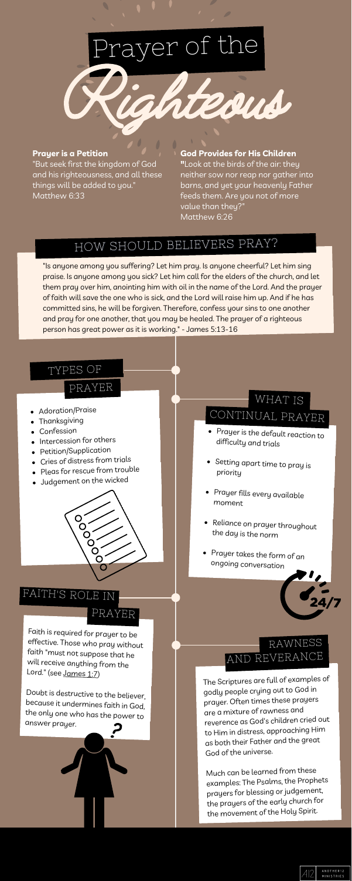# Prayer of the Righteous

**Prayer is a Petition**
"But seek first the kingdom of God and his righteousness, and all these things will be added to you." Matthew 6:33

**God Provides for His Children**
"Look at the birds of the air: they neither sow nor reap nor gather into barns, and yet your heavenly Father feeds them. Are you not of more value than they?" Matthew 6:26

## HOW SHOULD BELIEVERS PRAY?

"Is anyone among you suffering? Let him pray. Is anyone cheerful? Let him sing praise. Is anyone among you sick? Let him call for the elders of the church, and let them pray over him, anointing him with oil in the name of the Lord. And the prayer of faith will save the one who is sick, and the Lord will raise him up. And if he has committed sins, he will be forgiven. Therefore, confess your sins to one another and pray for one another, that you may be healed. The prayer of a righteous person has great power as it is working." - James 5:13-16

## TYPES OF PRAYER

- Adoration/Praise
- Thanksgiving
- Confession
- Intercession for others
- Petition/Supplication
- Cries of distress from trials
- Pleas for rescue from trouble
- Judgement on the wicked

## WHAT IS CONTINUAL PRAYER

- Prayer is the default reaction to difficulty and trials
- Setting apart time to pray is priority
- Prayer fills every available moment
- Reliance on prayer throughout the day is the norm
- Prayer takes the form of an ongoing conversation

24/7

## FAITH'S ROLE IN PRAYER

Faith is required for prayer to be effective. Those who pray without faith "must not suppose that he will receive anything from the Lord." (see James 1:7)

Doubt is destructive to the believer, because it undermines faith in God, the only one who has the power to answer prayer.

## RAWNESS AND REVERANCE

The Scriptures are full of examples of godly people crying out to God in prayer. Often times these prayers are a mixture of rawness and reverence as God's children cried out to Him in distress, approaching Him as both their Father and the great God of the universe.

Much can be learned from these examples: The Psalms, the Prophets prayers for blessing or judgement, the prayers of the early church for the movement of the Holy Spirit.

A12 ANOTHER12 MINISTRIES